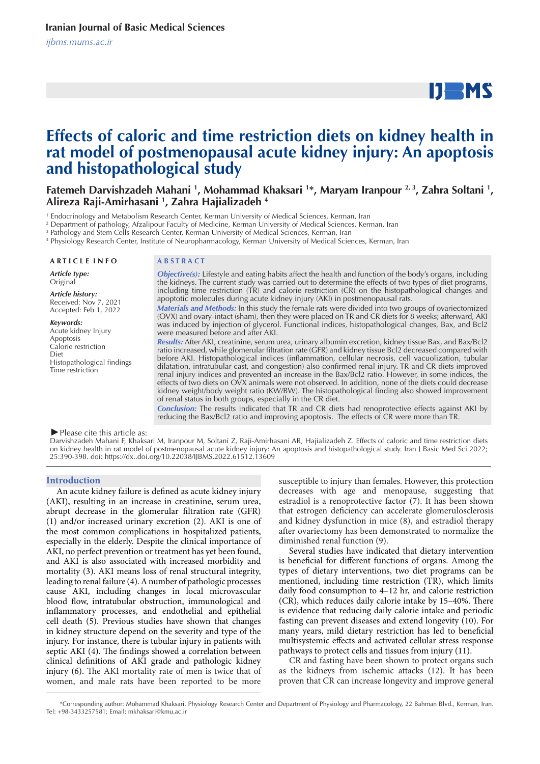Iranian Journal of Basic Medical Sciences

*ijbms.mums.ac.ir*

# Effects of caloric and time restriction diets on kidney health in rat model of postmenopausal acute kidney injury: An apoptosis and histopathological study

**Fatemeh Darvishzadeh Mahani [1], Mohammad Khaksari [1]*, Maryam Iranpour [2, 3], Zahra Soltani [1], Alireza Raji-Amirhasani [1], Zahra Hajializadeh [4]**

[1] Endocrinology and Metabolism Research Center, Kerman University of Medical Sciences, Kerman, Iran
[2] Department of pathology, Afzalipour Faculty of Medicine, Kerman University of Medical Sciences, Kerman, Iran
[3] Pathology and Stem Cells Research Center, Kerman University of Medical Sciences, Kerman, Iran
[4] Physiology Research Center, Institute of Neuropharmacology, Kerman University of Medical Sciences, Kerman, Iran

**ARTICLE INFO**

***Article type:***
Original

***Article history:***
Received: Nov 7, 2021
Accepted: Feb 1, 2022

***Keywords:***
Acute kidney Injury
Apoptosis
Calorie restriction
Diet
Histopathological findings
Time restriction

**ABSTRACT**

***Objective(s):*** Lifestyle and eating habits affect the health and function of the body's organs, including the kidneys. The current study was carried out to determine the effects of two types of diet programs, including time restriction (TR) and calorie restriction (CR) on the histopathological changes and apoptotic molecules during acute kidney injury (AKI) in postmenopausal rats.

***Materials and Methods:*** In this study the female rats were divided into two groups of ovariectomized (OVX) and ovary-intact (sham), then they were placed on TR and CR diets for 8 weeks; afterward, AKI was induced by injection of glycerol. Functional indices, histopathological changes, Bax, and Bcl2 were measured before and after AKI.

***Results:*** After AKI, creatinine, serum urea, urinary albumin excretion, kidney tissue Bax, and Bax/Bcl2 ratio increased, while glomerular filtration rate (GFR) and kidney tissue Bcl2 decreased compared with before AKI. Histopathological indices (inflammation, cellular necrosis, cell vacuolization, tubular dilatation, intratubular cast, and congestion) also confirmed renal injury. TR and CR diets improved renal injury indices and prevented an increase in the Bax/Bcl2 ratio. However, in some indices, the effects of two diets on OVX animals were not observed. In addition, none of the diets could decrease kidney weight/body weight ratio (KW/BW). The histopathological finding also showed improvement of renal status in both groups, especially in the CR diet.

***Conclusion:*** The results indicated that TR and CR diets had renoprotective effects against AKI by reducing the Bax/Bcl2 ratio and improving apoptosis. The effects of CR were more than TR.

►Please cite this article as:
Darvishzadeh Mahani F, Khaksari M, Iranpour M, Soltani Z, Raji-Amirhasani AR, Hajializadeh Z. Effects of caloric and time restriction diets on kidney health in rat model of postmenopausal acute kidney injury: An apoptosis and histopathological study. Iran J Basic Med Sci 2022; 25:390-398. doi: https://dx..doi.org/10.22038/IJBMS.2022.61512.13609

## Introduction

An acute kidney failure is defined as acute kidney injury (AKI), resulting in an increase in creatinine, serum urea, abrupt decrease in the glomerular filtration rate (GFR) (1) and/or increased urinary excretion (2). AKI is one of the most common complications in hospitalized patients, especially in the elderly. Despite the clinical importance of AKI, no perfect prevention or treatment has yet been found, and AKI is also associated with increased morbidity and mortality (3). AKI means loss of renal structural integrity, leading to renal failure (4). A number of pathologic processes cause AKI, including changes in local microvascular blood flow, intratubular obstruction, immunological and inflammatory processes, and endothelial and epithelial cell death (5). Previous studies have shown that changes in kidney structure depend on the severity and type of the injury. For instance, there is tubular injury in patients with septic AKI (4). The findings showed a correlation between clinical definitions of AKI grade and pathologic kidney injury (6). The AKI mortality rate of men is twice that of women, and male rats have been reported to be more susceptible to injury than females. However, this protection decreases with age and menopause, suggesting that estradiol is a renoprotective factor (7). It has been shown that estrogen deficiency can accelerate glomerulosclerosis and kidney dysfunction in mice (8), and estradiol therapy after ovariectomy has been demonstrated to normalize the diminished renal function (9).

Several studies have indicated that dietary intervention is beneficial for different functions of organs. Among the types of dietary interventions, two diet programs can be mentioned, including time restriction (TR), which limits daily food consumption to 4–12 hr, and calorie restriction (CR), which reduces daily calorie intake by 15–40%. There is evidence that reducing daily calorie intake and periodic fasting can prevent diseases and extend longevity (10). For many years, mild dietary restriction has led to beneficial multisystemic effects and activated cellular stress response pathways to protect cells and tissues from injury (11).

CR and fasting have been shown to protect organs such as the kidneys from ischemic attacks (12). It has been proven that CR can increase longevity and improve general

*Corresponding author: Mohammad Khaksari. Physiology Research Center and Department of Physiology and Pharmacology, 22 Bahman Blvd., Kerman, Iran. Tel: +98-3433257581; Email: mkhaksari@kmu.ac.ir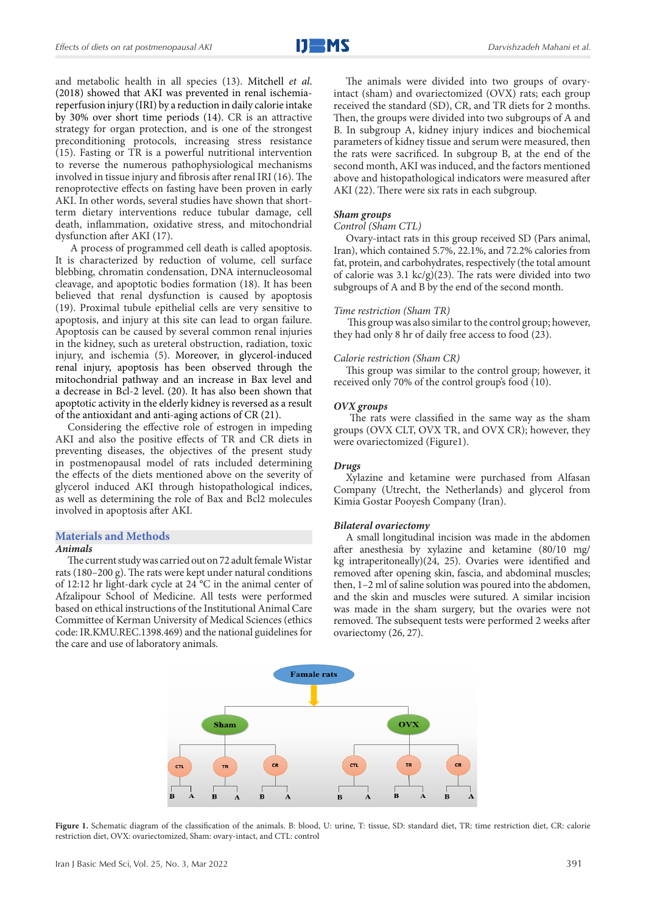and metabolic health in all species (13). Mitchell *et al.* (2018) showed that AKI was prevented in renal ischemia-reperfusion injury (IRI) by a reduction in daily calorie intake by 30% over short time periods (14). CR is an attractive strategy for organ protection, and is one of the strongest preconditioning protocols, increasing stress resistance (15). Fasting or TR is a powerful nutritional intervention to reverse the numerous pathophysiological mechanisms involved in tissue injury and fibrosis after renal IRI (16). The renoprotective effects on fasting have been proven in early AKI. In other words, several studies have shown that short-term dietary interventions reduce tubular damage, cell death, inflammation, oxidative stress, and mitochondrial dysfunction after AKI (17).

A process of programmed cell death is called apoptosis. It is characterized by reduction of volume, cell surface blebbing, chromatin condensation, DNA internucleosomal cleavage, and apoptotic bodies formation (18). It has been believed that renal dysfunction is caused by apoptosis (19). Proximal tubule epithelial cells are very sensitive to apoptosis, and injury at this site can lead to organ failure. Apoptosis can be caused by several common renal injuries in the kidney, such as ureteral obstruction, radiation, toxic injury, and ischemia (5). Moreover, in glycerol-induced renal injury, apoptosis has been observed through the mitochondrial pathway and an increase in Bax level and a decrease in Bcl-2 level. (20). It has also been shown that apoptotic activity in the elderly kidney is reversed as a result of the antioxidant and anti-aging actions of CR (21).

Considering the effective role of estrogen in impeding AKI and also the positive effects of TR and CR diets in preventing diseases, the objectives of the present study in postmenopausal model of rats included determining the effects of the diets mentioned above on the severity of glycerol induced AKI through histopathological indices, as well as determining the role of Bax and Bcl2 molecules involved in apoptosis after AKI.

## Materials and Methods

### Animals

The current study was carried out on 72 adult female Wistar rats (180–200 g). The rats were kept under natural conditions of 12:12 hr light-dark cycle at 24 °C in the animal center of Afzalipour School of Medicine. All tests were performed based on ethical instructions of the Institutional Animal Care Committee of Kerman University of Medical Sciences (ethics code: IR.KMU.REC.1398.469) and the national guidelines for the care and use of laboratory animals.

The animals were divided into two groups of ovary-intact (sham) and ovariectomized (OVX) rats; each group received the standard (SD), CR, and TR diets for 2 months. Then, the groups were divided into two subgroups of A and B. In subgroup A, kidney injury indices and biochemical parameters of kidney tissue and serum were measured, then the rats were sacrificed. In subgroup B, at the end of the second month, AKI was induced, and the factors mentioned above and histopathological indicators were measured after AKI (22). There were six rats in each subgroup.

### Sham groups

*Control (Sham CTL)*

Ovary-intact rats in this group received SD (Pars animal, Iran), which contained 5.7%, 22.1%, and 72.2% calories from fat, protein, and carbohydrates, respectively (the total amount of calorie was 3.1 kc/g)(23). The rats were divided into two subgroups of A and B by the end of the second month.

*Time restriction (Sham TR)*

This group was also similar to the control group; however, they had only 8 hr of daily free access to food (23).

*Calorie restriction (Sham CR)*

This group was similar to the control group; however, it received only 70% of the control group's food (10).

### OVX groups

The rats were classified in the same way as the sham groups (OVX CLT, OVX TR, and OVX CR); however, they were ovariectomized (Figure1).

### Drugs

Xylazine and ketamine were purchased from Alfasan Company (Utrecht, the Netherlands) and glycerol from Kimia Gostar Pooyesh Company (Iran).

### Bilateral ovariectomy

A small longitudinal incision was made in the abdomen after anesthesia by xylazine and ketamine (80/10 mg/kg intraperitoneally)(24, 25). Ovaries were identified and removed after opening skin, fascia, and abdominal muscles; then, 1–2 ml of saline solution was poured into the abdomen, and the skin and muscles were sutured. A similar incision was made in the sham surgery, but the ovaries were not removed. The subsequent tests were performed 2 weeks after ovariectomy (26, 27).

**Figure 1.** Schematic diagram of the classification of the animals. B: blood, U: urine, T: tissue, SD: standard diet, TR: time restriction diet, CR: calorie restriction diet, OVX: ovariectomized, Sham: ovary-intact, and CTL: control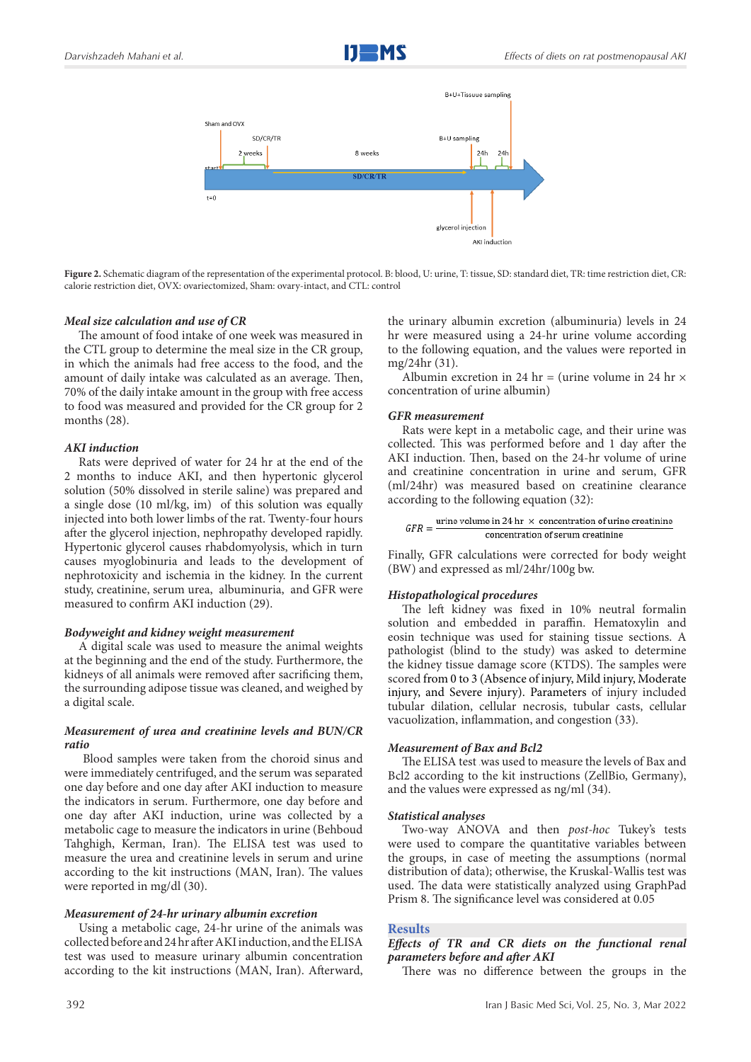Figure 2. Schematic diagram of the representation of the experimental protocol. B: blood, U: urine, T: tissue, SD: standard diet, TR: time restriction diet, CR: calorie restriction diet, OVX: ovariectomized, Sham: ovary-intact, and CTL: control

### *Meal size calculation and use of CR*

The amount of food intake of one week was measured in the CTL group to determine the meal size in the CR group, in which the animals had free access to the food, and the amount of daily intake was calculated as an average. Then, 70% of the daily intake amount in the group with free access to food was measured and provided for the CR group for 2 months (28).

### *AKI induction*

Rats were deprived of water for 24 hr at the end of the 2 months to induce AKI, and then hypertonic glycerol solution (50% dissolved in sterile saline) was prepared and a single dose (10 ml/kg, im) of this solution was equally injected into both lower limbs of the rat. Twenty-four hours after the glycerol injection, nephropathy developed rapidly. Hypertonic glycerol causes rhabdomyolysis, which in turn causes myoglobinuria and leads to the development of nephrotoxicity and ischemia in the kidney. In the current study, creatinine, serum urea, albuminuria, and GFR were measured to confirm AKI induction (29).

### *Bodyweight and kidney weight measurement*

A digital scale was used to measure the animal weights at the beginning and the end of the study. Furthermore, the kidneys of all animals were removed after sacrificing them, the surrounding adipose tissue was cleaned, and weighed by a digital scale.

### *Measurement of urea and creatinine levels and BUN/CR ratio*

Blood samples were taken from the choroid sinus and were immediately centrifuged, and the serum was separated one day before and one day after AKI induction to measure the indicators in serum. Furthermore, one day before and one day after AKI induction, urine was collected by a metabolic cage to measure the indicators in urine (Behboud Tahghigh, Kerman, Iran). The ELISA test was used to measure the urea and creatinine levels in serum and urine according to the kit instructions (MAN, Iran). The values were reported in mg/dl (30).

### *Measurement of 24-hr urinary albumin excretion*

Using a metabolic cage, 24-hr urine of the animals was collected before and 24 hr after AKI induction, and the ELISA test was used to measure urinary albumin concentration according to the kit instructions (MAN, Iran). Afterward, the urinary albumin excretion (albuminuria) levels in 24 hr were measured using a 24-hr urine volume according to the following equation, and the values were reported in mg/24hr (31).

Albumin excretion in 24 hr = (urine volume in 24 hr × concentration of urine albumin)

### *GFR measurement*

Rats were kept in a metabolic cage, and their urine was collected. This was performed before and 1 day after the AKI induction. Then, based on the 24-hr volume of urine and creatinine concentration in urine and serum, GFR (ml/24hr) was measured based on creatinine clearance according to the following equation (32):

$$GFR = \frac{\text{urine volume in 24 hr} \times \text{concentration of urine creatinine}}{\text{concentration of serum creatinine}}$$

Finally, GFR calculations were corrected for body weight (BW) and expressed as ml/24hr/100g bw.

### *Histopathological procedures*

The left kidney was fixed in 10% neutral formalin solution and embedded in paraffin. Hematoxylin and eosin technique was used for staining tissue sections. A pathologist (blind to the study) was asked to determine the kidney tissue damage score (KTDS). The samples were scored from 0 to 3 (Absence of injury, Mild injury, Moderate injury, and Severe injury). Parameters of injury included tubular dilation, cellular necrosis, tubular casts, cellular vacuolization, inflammation, and congestion (33).

### *Measurement of Bax and Bcl2*

The ELISA test was used to measure the levels of Bax and Bcl2 according to the kit instructions (ZellBio, Germany), and the values were expressed as ng/ml (34).

### *Statistical analyses*

Two-way ANOVA and then *post-hoc* Tukey's tests were used to compare the quantitative variables between the groups, in case of meeting the assumptions (normal distribution of data); otherwise, the Kruskal-Wallis test was used. The data were statistically analyzed using GraphPad Prism 8. The significance level was considered at 0.05

## Results

### *Effects of TR and CR diets on the functional renal parameters before and after AKI*

There was no difference between the groups in the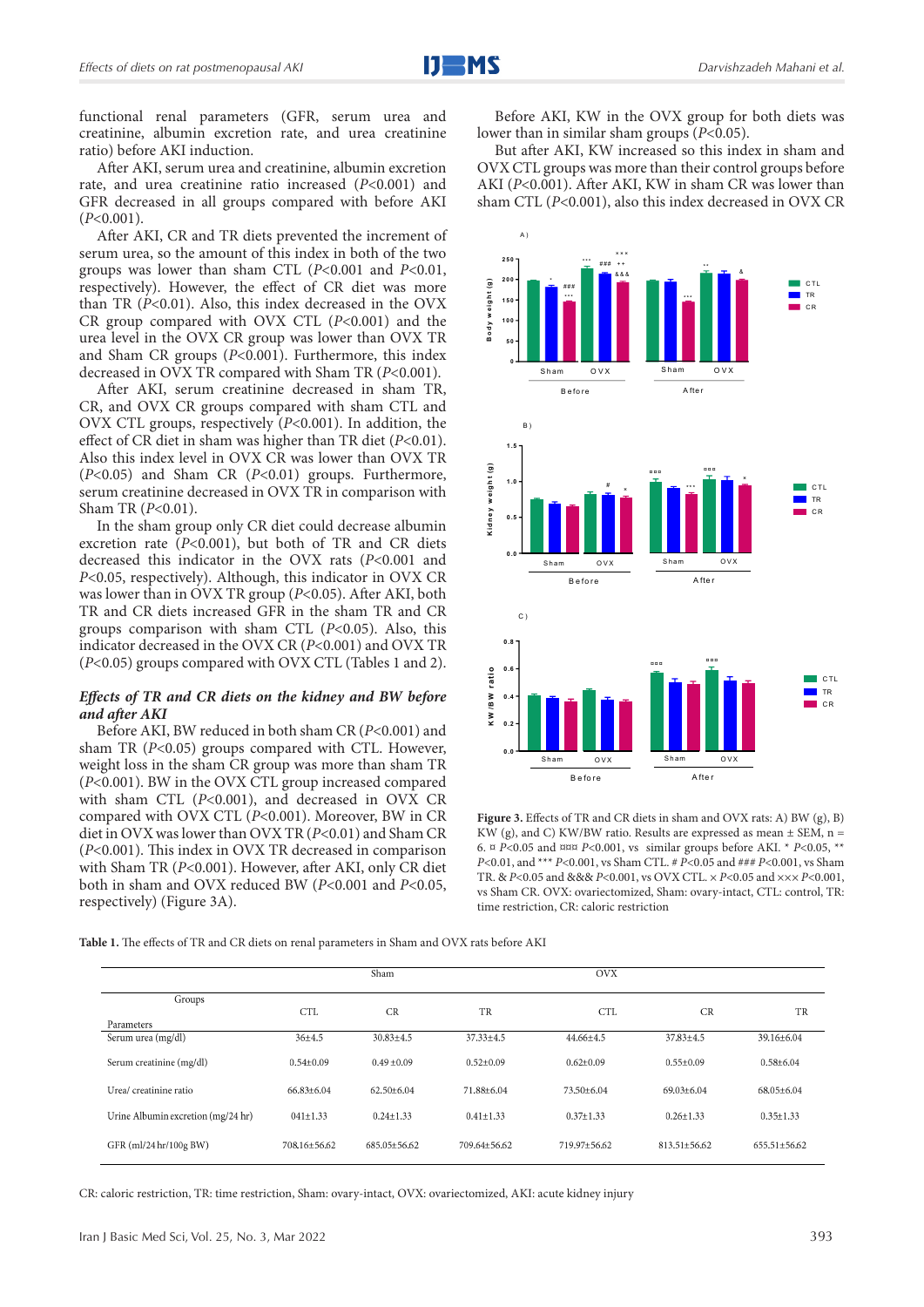functional renal parameters (GFR, serum urea and creatinine, albumin excretion rate, and urea creatinine ratio) before AKI induction.

After AKI, serum urea and creatinine, albumin excretion rate, and urea creatinine ratio increased ($P$<0.001) and GFR decreased in all groups compared with before AKI ($P$<0.001).

After AKI, CR and TR diets prevented the increment of serum urea, so the amount of this index in both of the two groups was lower than sham CTL ($P$<0.001 and $P$<0.01, respectively). However, the effect of CR diet was more than TR ($P$<0.01). Also, this index decreased in the OVX CR group compared with OVX CTL ($P$<0.001) and the urea level in the OVX CR group was lower than OVX TR and Sham CR groups ($P$<0.001). Furthermore, this index decreased in OVX TR compared with Sham TR ($P$<0.001).

After AKI, serum creatinine decreased in sham TR, CR, and OVX CR groups compared with sham CTL and OVX CTL groups, respectively ($P$<0.001). In addition, the effect of CR diet in sham was higher than TR diet ($P$<0.01). Also this index level in OVX CR was lower than OVX TR ($P$<0.05) and Sham CR ($P$<0.01) groups. Furthermore, serum creatinine decreased in OVX TR in comparison with Sham TR ($P$<0.01).

In the sham group only CR diet could decrease albumin excretion rate ($P$<0.001), but both of TR and CR diets decreased this indicator in the OVX rats ($P$<0.001 and $P$<0.05, respectively). Although, this indicator in OVX CR was lower than in OVX TR group ($P$<0.05). After AKI, both TR and CR diets increased GFR in the sham TR and CR groups comparison with sham CTL ($P$<0.05). Also, this indicator decreased in the OVX CR ($P$<0.001) and OVX TR ($P$<0.05) groups compared with OVX CTL (Tables 1 and 2).

### *Effects of TR and CR diets on the kidney and BW before and after AKI*

Before AKI, BW reduced in both sham CR ($P$<0.001) and sham TR ($P$<0.05) groups compared with CTL. However, weight loss in the sham CR group was more than sham TR ($P$<0.001). BW in the OVX CTL group increased compared with sham CTL ($P$<0.001), and decreased in OVX CR compared with OVX CTL ($P$<0.001). Moreover, BW in CR diet in OVX was lower than OVX TR ($P$<0.01) and Sham CR ($P$<0.001). This index in OVX TR decreased in comparison with Sham TR ($P$<0.001). However, after AKI, only CR diet both in sham and OVX reduced BW ($P$<0.001 and $P$<0.05, respectively) (Figure 3A).

Before AKI, KW in the OVX group for both diets was lower than in similar sham groups ($P$<0.05).

But after AKI, KW increased so this index in sham and OVX CTL groups was more than their control groups before AKI ($P$<0.001). After AKI, KW in sham CR was lower than sham CTL ($P$<0.001), also this index decreased in OVX CR

**Figure 3.** Effects of TR and CR diets in sham and OVX rats: A) BW (g), B) KW (g), and C) KW/BW ratio. Results are expressed as mean ± SEM, n = 6. ¤ $P$<0.05 and ¤¤¤ $P$<0.001, vs similar groups before AKI. * $P$<0.05, ** $P$<0.01, and *** $P$<0.001, vs Sham CTL. # $P$<0.05 and ### $P$<0.001, vs Sham TR. & $P$<0.05 and &&& $P$<0.001, vs OVX CTL. × $P$<0.05 and ××× $P$<0.001, vs Sham CR. OVX: ovariectomized, Sham: ovary-intact, CTL: control, TR: time restriction, CR: caloric restriction

**Table 1.** The effects of TR and CR diets on renal parameters in Sham and OVX rats before AKI

| Groups / Parameters | Sham | | | OVX | | |
|---|---|---|---|---|---|---|
| | CTL | CR | TR | CTL | CR | TR |
| Serum urea (mg/dl) | 36±4.5 | 30.83±4.5 | 37.33±4.5 | 44.66±4.5 | 37.83±4.5 | 39.16±6.04 |
| Serum creatinine (mg/dl) | 0.54±0.09 | 0.49 ±0.09 | 0.52±0.09 | 0.62±0.09 | 0.55±0.09 | 0.58±6.04 |
| Urea/ creatinine ratio | 66.83±6.04 | 62.50±6.04 | 71.88±6.04 | 73.50±6.04 | 69.03±6.04 | 68.05±6.04 |
| Urine Albumin excretion (mg/24 hr) | 041±1.33 | 0.24±1.33 | 0.41±1.33 | 0.37±1.33 | 0.26±1.33 | 0.35±1.33 |
| GFR (ml/24 hr/100g BW) | 708.16±56.62 | 685.05±56.62 | 709.64±56.62 | 719.97±56.62 | 813.51±56.62 | 655.51±56.62 |

CR: caloric restriction, TR: time restriction, Sham: ovary-intact, OVX: ovariectomized, AKI: acute kidney injury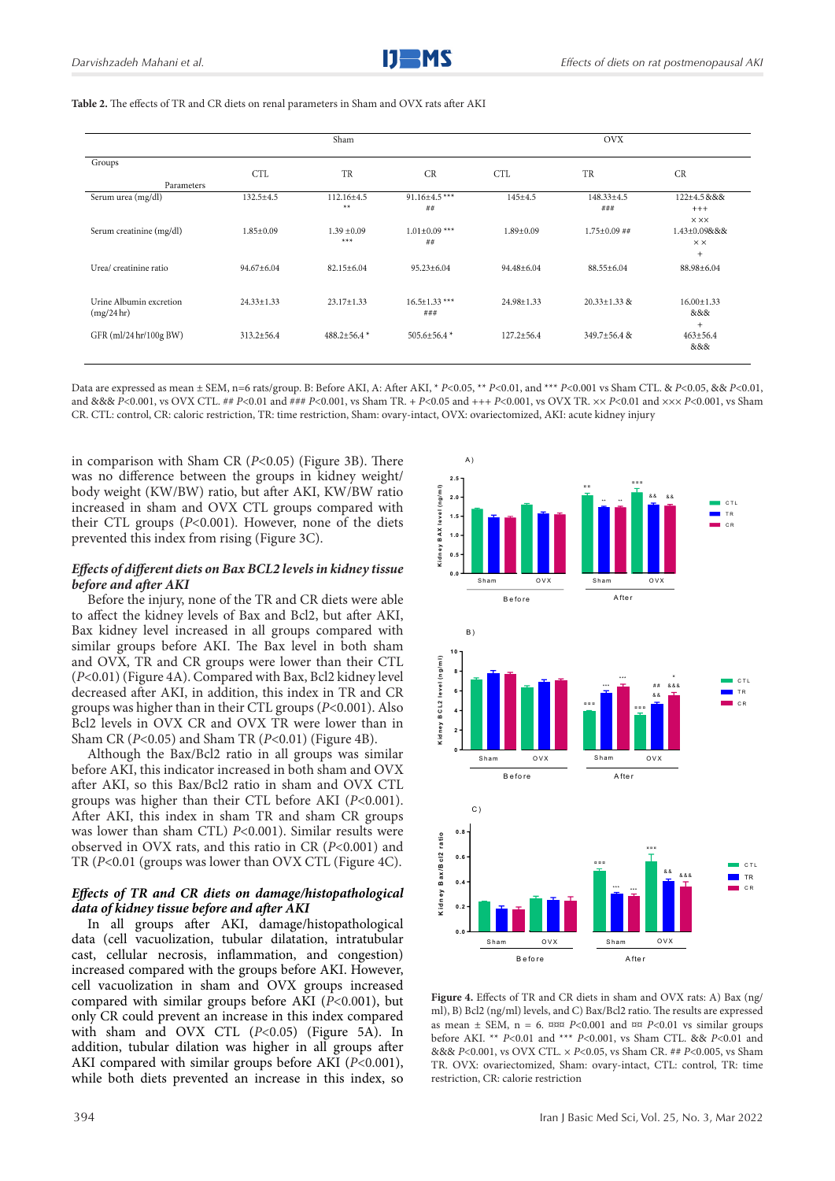**Table 2.** The effects of TR and CR diets on renal parameters in Sham and OVX rats after AKI

| Groups / Parameters | Sham | | | OVX | | |
|---|---|---|---|---|---|---|
| | CTL | TR | CR | CTL | TR | CR |
| Serum urea (mg/dl) | 132.5±4.5 | 112.16±4.5 ** | 91.16±4.5 *** ## | 145±4.5 | 148.33±4.5 ### | 122±4.5 &&& +++ ××× |
| Serum creatinine (mg/dl) | 1.85±0.09 | 1.39 ±0.09 *** | 1.01±0.09 *** ## | 1.89±0.09 | 1.75±0.09 ## | 1.43±0.09&&& ×× + |
| Urea/ creatinine ratio | 94.67±6.04 | 82.15±6.04 | 95.23±6.04 | 94.48±6.04 | 88.55±6.04 | 88.98±6.04 |
| Urine Albumin excretion (mg/24 hr) | 24.33±1.33 | 23.17±1.33 | 16.5±1.33 *** ### | 24.98±1.33 | 20.33±1.33 & | 16.00±1.33 &&& + |
| GFR (ml/24 hr/100g BW) | 313.2±56.4 | 488.2±56.4 * | 505.6±56.4 * | 127.2±56.4 | 349.7±56.4 & | 463±56.4 &&& |

Data are expressed as mean ± SEM, n=6 rats/group. B: Before AKI, A: After AKI, * $P$<0.05, ** $P$<0.01, and *** $P$<0.001 vs Sham CTL. & $P$<0.05, && $P$<0.01, and &&& $P$<0.001, vs OVX CTL. ## $P$<0.01 and ### $P$<0.001, vs Sham TR. + $P$<0.05 and +++ $P$<0.001, vs OVX TR. ×× $P$<0.01 and ××× $P$<0.001, vs Sham CR. CTL: control, CR: caloric restriction, TR: time restriction, Sham: ovary-intact, OVX: ovariectomized, AKI: acute kidney injury

in comparison with Sham CR ($P$<0.05) (Figure 3B). There was no difference between the groups in kidney weight/ body weight (KW/BW) ratio, but after AKI, KW/BW ratio increased in sham and OVX CTL groups compared with their CTL groups ($P$<0.001). However, none of the diets prevented this index from rising (Figure 3C).

### *Effects of different diets on Bax BCL2 levels in kidney tissue before and after AKI*

Before the injury, none of the TR and CR diets were able to affect the kidney levels of Bax and Bcl2, but after AKI, Bax kidney level increased in all groups compared with similar groups before AKI. The Bax level in both sham and OVX, TR and CR groups were lower than their CTL ($P$<0.01) (Figure 4A). Compared with Bax, Bcl2 kidney level decreased after AKI, in addition, this index in TR and CR groups was higher than in their CTL groups ($P$<0.001). Also Bcl2 levels in OVX CR and OVX TR were lower than in Sham CR ($P$<0.05) and Sham TR ($P$<0.01) (Figure 4B).

Although the Bax/Bcl2 ratio in all groups was similar before AKI, this indicator increased in both sham and OVX after AKI, so this Bax/Bcl2 ratio in sham and OVX CTL groups was higher than their CTL before AKI ($P$<0.001). After AKI, this index in sham TR and sham CR groups was lower than sham CTL) $P$<0.001). Similar results were observed in OVX rats, and this ratio in CR ($P$<0.001) and TR ($P$<0.01 (groups was lower than OVX CTL (Figure 4C).

### *Effects of TR and CR diets on damage/histopathological data of kidney tissue before and after AKI*

In all groups after AKI, damage/histopathological data (cell vacuolization, tubular dilatation, intratubular cast, cellular necrosis, inflammation, and congestion) increased compared with the groups before AKI. However, cell vacuolization in sham and OVX groups increased compared with similar groups before AKI ($P$<0.001), but only CR could prevent an increase in this index compared with sham and OVX CTL ($P$<0.05) (Figure 5A). In addition, tubular dilation was higher in all groups after AKI compared with similar groups before AKI ($P$<0.001), while both diets prevented an increase in this index, so

**Figure 4.** Effects of TR and CR diets in sham and OVX rats: A) Bax (ng/ml), B) Bcl2 (ng/ml) levels, and C) Bax/Bcl2 ratio. The results are expressed as mean ± SEM, n = 6. ¤¤¤ $P$<0.001 and ¤¤ $P$<0.01 vs similar groups before AKI. ** $P$<0.01 and *** $P$<0.001, vs Sham CTL. && $P$<0.01 and &&& $P$<0.001, vs OVX CTL. × $P$<0.05, vs Sham CR. ## $P$<0.005, vs Sham TR. OVX: ovariectomized, Sham: ovary-intact, CTL: control, TR: time restriction, CR: calorie restriction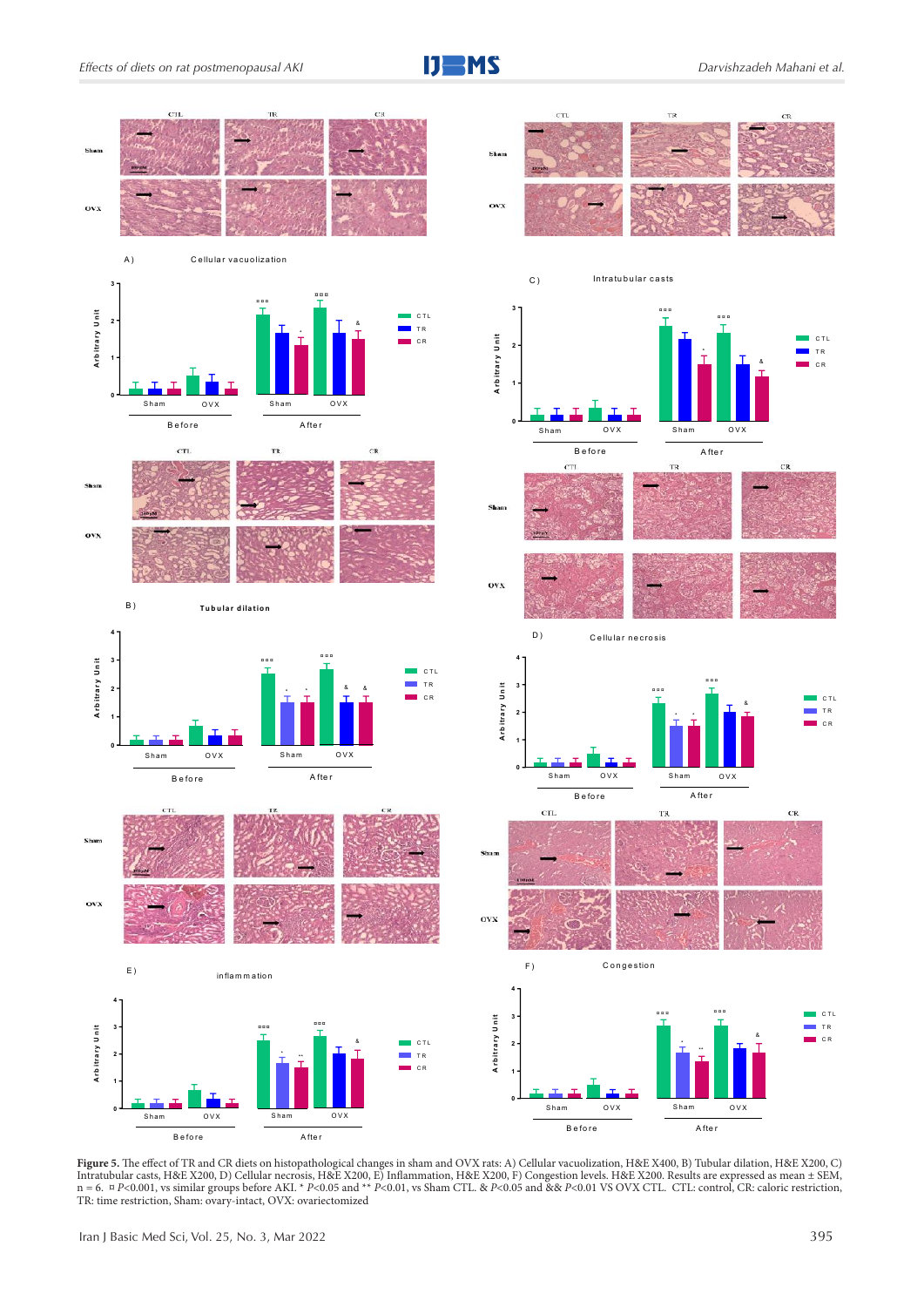**Figure 5.** The effect of TR and CR diets on histopathological changes in sham and OVX rats: A) Cellular vacuolization, H&E X400, B) Tubular dilation, H&E X200, C) Intratubular casts, H&E X200, D) Cellular necrosis, H&E X200, E) Inflammation, H&E X200, F) Congestion levels. H&E X200. Results are expressed as mean ± SEM, n = 6. ¤ *P*<0.001, vs similar groups before AKI. * *P*<0.05 and ** *P*<0.01, vs Sham CTL. & *P*<0.05 and && *P*<0.01 VS OVX CTL. CTL: control, CR: caloric restriction, TR: time restriction, Sham: ovary-intact, OVX: ovariectomized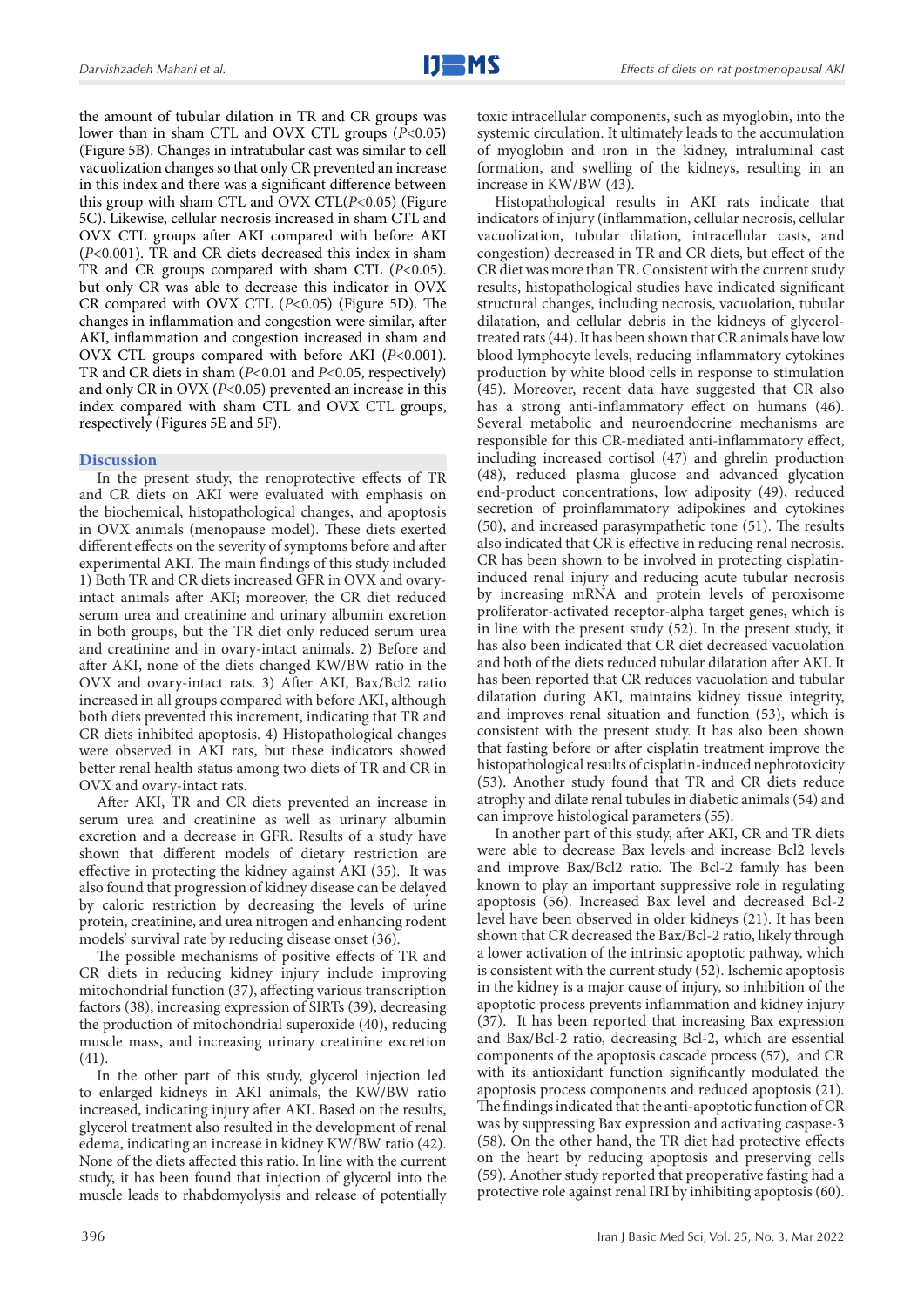the amount of tubular dilation in TR and CR groups was lower than in sham CTL and OVX CTL groups ($P$<0.05) (Figure 5B). Changes in intratubular cast was similar to cell vacuolization changes so that only CR prevented an increase in this index and there was a significant difference between this group with sham CTL and OVX CTL($P$<0.05) (Figure 5C). Likewise, cellular necrosis increased in sham CTL and OVX CTL groups after AKI compared with before AKI ($P$<0.001). TR and CR diets decreased this index in sham TR and CR groups compared with sham CTL ($P$<0.05). but only CR was able to decrease this indicator in OVX CR compared with OVX CTL ($P$<0.05) (Figure 5D). The changes in inflammation and congestion were similar, after AKI, inflammation and congestion increased in sham and OVX CTL groups compared with before AKI ($P$<0.001). TR and CR diets in sham ($P$<0.01 and $P$<0.05, respectively) and only CR in OVX ($P$<0.05) prevented an increase in this index compared with sham CTL and OVX CTL groups, respectively (Figures 5E and 5F).

## Discussion

In the present study, the renoprotective effects of TR and CR diets on AKI were evaluated with emphasis on the biochemical, histopathological changes, and apoptosis in OVX animals (menopause model). These diets exerted different effects on the severity of symptoms before and after experimental AKI. The main findings of this study included 1) Both TR and CR diets increased GFR in OVX and ovary-intact animals after AKI; moreover, the CR diet reduced serum urea and creatinine and urinary albumin excretion in both groups, but the TR diet only reduced serum urea and creatinine and in ovary-intact animals. 2) Before and after AKI, none of the diets changed KW/BW ratio in the OVX and ovary-intact rats. 3) After AKI, Bax/Bcl2 ratio increased in all groups compared with before AKI, although both diets prevented this increment, indicating that TR and CR diets inhibited apoptosis. 4) Histopathological changes were observed in AKI rats, but these indicators showed better renal health status among two diets of TR and CR in OVX and ovary-intact rats.

After AKI, TR and CR diets prevented an increase in serum urea and creatinine as well as urinary albumin excretion and a decrease in GFR. Results of a study have shown that different models of dietary restriction are effective in protecting the kidney against AKI (35). It was also found that progression of kidney disease can be delayed by caloric restriction by decreasing the levels of urine protein, creatinine, and urea nitrogen and enhancing rodent models' survival rate by reducing disease onset (36).

The possible mechanisms of positive effects of TR and CR diets in reducing kidney injury include improving mitochondrial function (37), affecting various transcription factors (38), increasing expression of SIRTs (39), decreasing the production of mitochondrial superoxide (40), reducing muscle mass, and increasing urinary creatinine excretion (41).

In the other part of this study, glycerol injection led to enlarged kidneys in AKI animals, the KW/BW ratio increased, indicating injury after AKI. Based on the results, glycerol treatment also resulted in the development of renal edema, indicating an increase in kidney KW/BW ratio (42). None of the diets affected this ratio. In line with the current study, it has been found that injection of glycerol into the muscle leads to rhabdomyolysis and release of potentially toxic intracellular components, such as myoglobin, into the systemic circulation. It ultimately leads to the accumulation of myoglobin and iron in the kidney, intraluminal cast formation, and swelling of the kidneys, resulting in an increase in KW/BW (43).

Histopathological results in AKI rats indicate that indicators of injury (inflammation, cellular necrosis, cellular vacuolization, tubular dilation, intracellular casts, and congestion) decreased in TR and CR diets, but effect of the CR diet was more than TR. Consistent with the current study results, histopathological studies have indicated significant structural changes, including necrosis, vacuolation, tubular dilatation, and cellular debris in the kidneys of glycerol-treated rats (44). It has been shown that CR animals have low blood lymphocyte levels, reducing inflammatory cytokines production by white blood cells in response to stimulation (45). Moreover, recent data have suggested that CR also has a strong anti-inflammatory effect on humans (46). Several metabolic and neuroendocrine mechanisms are responsible for this CR-mediated anti-inflammatory effect, including increased cortisol (47) and ghrelin production (48), reduced plasma glucose and advanced glycation end-product concentrations, low adiposity (49), reduced secretion of proinflammatory adipokines and cytokines (50), and increased parasympathetic tone (51). The results also indicated that CR is effective in reducing renal necrosis. CR has been shown to be involved in protecting cisplatin-induced renal injury and reducing acute tubular necrosis by increasing mRNA and protein levels of peroxisome proliferator-activated receptor-alpha target genes, which is in line with the present study (52). In the present study, it has also been indicated that CR diet decreased vacuolation and both of the diets reduced tubular dilatation after AKI. It has been reported that CR reduces vacuolation and tubular dilatation during AKI, maintains kidney tissue integrity, and improves renal situation and function (53), which is consistent with the present study. It has also been shown that fasting before or after cisplatin treatment improve the histopathological results of cisplatin-induced nephrotoxicity (53). Another study found that TR and CR diets reduce atrophy and dilate renal tubules in diabetic animals (54) and can improve histological parameters (55).

In another part of this study, after AKI, CR and TR diets were able to decrease Bax levels and increase Bcl2 levels and improve Bax/Bcl2 ratio. The Bcl-2 family has been known to play an important suppressive role in regulating apoptosis (56). Increased Bax level and decreased Bcl-2 level have been observed in older kidneys (21). It has been shown that CR decreased the Bax/Bcl-2 ratio, likely through a lower activation of the intrinsic apoptotic pathway, which is consistent with the current study (52). Ischemic apoptosis in the kidney is a major cause of injury, so inhibition of the apoptotic process prevents inflammation and kidney injury (37). It has been reported that increasing Bax expression and Bax/Bcl-2 ratio, decreasing Bcl-2, which are essential components of the apoptosis cascade process (57), and CR with its antioxidant function significantly modulated the apoptosis process components and reduced apoptosis (21). The findings indicated that the anti-apoptotic function of CR was by suppressing Bax expression and activating caspase-3 (58). On the other hand, the TR diet had protective effects on the heart by reducing apoptosis and preserving cells (59). Another study reported that preoperative fasting had a protective role against renal IRI by inhibiting apoptosis (60).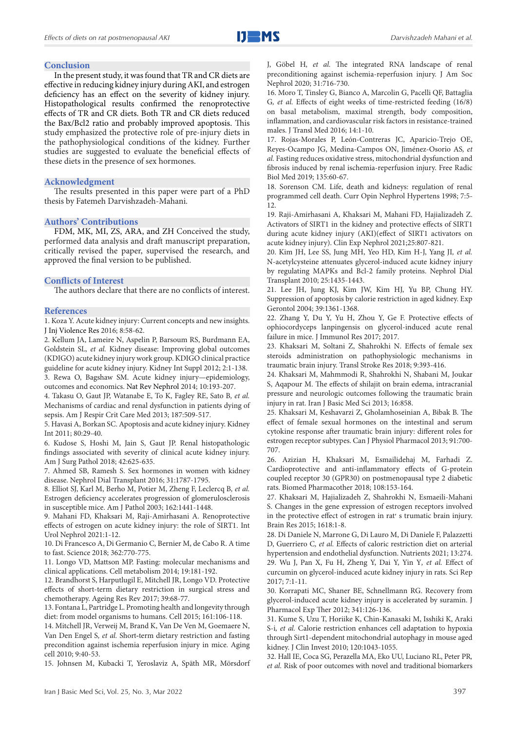## Conclusion

In the present study, it was found that TR and CR diets are effective in reducing kidney injury during AKI, and estrogen deficiency has an effect on the severity of kidney injury. Histopathological results confirmed the renoprotective effects of TR and CR diets. Both TR and CR diets reduced the Bax/Bcl2 ratio and probably improved apoptosis. This study emphasized the protective role of pre-injury diets in the pathophysiological conditions of the kidney. Further studies are suggested to evaluate the beneficial effects of these diets in the presence of sex hormones.

## Acknowledgment

The results presented in this paper were part of a PhD thesis by Fatemeh Darvishzadeh-Mahani.

## Authors' Contributions

FDM, MK, MI, ZS, ARA, and ZH Conceived the study, performed data analysis and draft manuscript preparation, critically revised the paper, supervised the research, and approved the final version to be published.

## Conflicts of Interest

The authors declare that there are no conflicts of interest.

## References

1. Koza Y. Acute kidney injury: Current concepts and new insights. J Inj Violence Res 2016; 8:58-62.
2. Kellum JA, Lameire N, Aspelin P, Barsoum RS, Burdmann EA, Goldstein SL, *et al.* Kidney disease: Improving global outcomes (KDIGO) acute kidney injury work group. KDIGO clinical practice guideline for acute kidney injury. Kidney Int Suppl 2012; 2:1-138.
3. Rewa O, Bagshaw SM. Acute kidney injury—epidemiology, outcomes and economics. Nat Rev Nephrol 2014; 10:193-207.
4. Takasu O, Gaut JP, Watanabe E, To K, Fagley RE, Sato B, *et al.* Mechanisms of cardiac and renal dysfunction in patients dying of sepsis. Am J Respir Crit Care Med 2013; 187:509-517.
5. Havasi A, Borkan SC. Apoptosis and acute kidney injury. Kidney Int 2011; 80:29-40.
6. Kudose S, Hoshi M, Jain S, Gaut JP. Renal histopathologic findings associated with severity of clinical acute kidney injury. Am J Surg Pathol 2018; 42:625-635.
7. Ahmed SB, Ramesh S. Sex hormones in women with kidney disease. Nephrol Dial Transplant 2016; 31:1787-1795.
8. Elliot SJ, Karl M, Berho M, Potier M, Zheng F, Leclercq B, *et al.* Estrogen deficiency accelerates progression of glomerulosclerosis in susceptible mice. Am J Pathol 2003; 162:1441-1448.
9. Mahani FD, Khaksari M, Raji-Amirhasani A. Renoprotective effects of estrogen on acute kidney injury: the role of SIRT1. Int Urol Nephrol 2021:1-12.
10. Di Francesco A, Di Germanio C, Bernier M, de Cabo R. A time to fast. Science 2018; 362:770-775.
11. Longo VD, Mattson MP. Fasting: molecular mechanisms and clinical applications. Cell metabolism 2014; 19:181-192.
12. Brandhorst S, Harputlugil E, Mitchell JR, Longo VD. Protective effects of short-term dietary restriction in surgical stress and chemotherapy. Ageing Res Rev 2017; 39:68-77.
13. Fontana L, Partridge L. Promoting health and longevity through diet: from model organisms to humans. Cell 2015; 161:106-118.
14. Mitchell JR, Verweij M, Brand K, Van De Ven M, Goemaere N, Van Den Engel S, *et al.* Short-term dietary restriction and fasting precondition against ischemia reperfusion injury in mice. Aging cell 2010; 9:40-53.
15. Johnsen M, Kubacki T, Yeroslaviz A, Späth MR, Mörsdorf J, Göbel H, *et al.* The integrated RNA landscape of renal preconditioning against ischemia-reperfusion injury. J Am Soc Nephrol 2020; 31:716-730.
16. Moro T, Tinsley G, Bianco A, Marcolin G, Pacelli QF, Battaglia G, *et al.* Effects of eight weeks of time-restricted feeding (16/8) on basal metabolism, maximal strength, body composition, inflammation, and cardiovascular risk factors in resistance-trained males. J Transl Med 2016; 14:1-10.
17. Rojas-Morales P, León-Contreras JC, Aparicio-Trejo OE, Reyes-Ocampo JG, Medina-Campos ON, Jiménez-Osorio AS, *et al.* Fasting reduces oxidative stress, mitochondrial dysfunction and fibrosis induced by renal ischemia-reperfusion injury. Free Radic Biol Med 2019; 135:60-67.
18. Sorenson CM. Life, death and kidneys: regulation of renal programmed cell death. Curr Opin Nephrol Hypertens 1998; 7:5-12.
19. Raji-Amirhasani A, Khaksari M, Mahani FD, Hajializadeh Z. Activators of SIRT1 in the kidney and protective effects of SIRT1 during acute kidney injury (AKI)(effect of SIRT1 activators on acute kidney injury). Clin Exp Nephrol 2021;25:807-821.
20. Kim JH, Lee SS, Jung MH, Yeo HD, Kim H-J, Yang JI, *et al.* N-acetylcysteine attenuates glycerol-induced acute kidney injury by regulating MAPKs and Bcl-2 family proteins. Nephrol Dial Transplant 2010; 25:1435-1443.
21. Lee JH, Jung KJ, Kim JW, Kim HJ, Yu BP, Chung HY. Suppression of apoptosis by calorie restriction in aged kidney. Exp Gerontol 2004; 39:1361-1368.
22. Zhang Y, Du Y, Yu H, Zhou Y, Ge F. Protective effects of ophiocordyceps lanpingensis on glycerol-induced acute renal failure in mice. J Immunol Res 2017; 2017.
23. Khaksari M, Soltani Z, Shahrokhi N. Effects of female sex steroids administration on pathophysiologic mechanisms in traumatic brain injury. Transl Stroke Res 2018; 9:393-416.
24. Khaksari M, Mahmmodi R, Shahrokhi N, Shabani M, Joukar S, Aqapour M. The effects of shilajit on brain edema, intracranial pressure and neurologic outcomes following the traumatic brain injury in rat. Iran J Basic Med Sci 2013; 16:858.
25. Khaksari M, Keshavarzi Z, Gholamhoseinian A, Bibak B. The effect of female sexual hormones on the intestinal and serum cytokine response after traumatic brain injury: different roles for estrogen receptor subtypes. Can J Physiol Pharmacol 2013; 91:700-707.
26. Azizian H, Khaksari M, Esmailidehaj M, Farhadi Z. Cardioprotective and anti-inflammatory effects of G-protein coupled receptor 30 (GPR30) on postmenopausal type 2 diabetic rats. Biomed Pharmacother 2018; 108:153-164.
27. Khaksari M, Hajializadeh Z, Shahrokhi N, Esmaeili-Mahani S. Changes in the gene expression of estrogen receptors involved in the protective effect of estrogen in rat' s trumatic brain injury. Brain Res 2015; 1618:1-8.
28. Di Daniele N, Marrone G, Di Lauro M, Di Daniele F, Palazzetti D, Guerriero C, *et al.* Effects of caloric restriction diet on arterial hypertension and endothelial dysfunction. Nutrients 2021; 13:274.
29. Wu J, Pan X, Fu H, Zheng Y, Dai Y, Yin Y, *et al.* Effect of curcumin on glycerol-induced acute kidney injury in rats. Sci Rep 2017; 7:1-11.
30. Korrapati MC, Shaner BE, Schnellmann RG. Recovery from glycerol-induced acute kidney injury is accelerated by suramin. J Pharmacol Exp Ther 2012; 341:126-136.
31. Kume S, Uzu T, Horiike K, Chin-Kanasaki M, Isshiki K, Araki S-i, *et al.* Calorie restriction enhances cell adaptation to hypoxia through Sirt1-dependent mitochondrial autophagy in mouse aged kidney. J Clin Invest 2010; 120:1043-1055.
32. Hall IE, Coca SG, Perazella MA, Eko UU, Luciano RL, Peter PR, *et al.* Risk of poor outcomes with novel and traditional biomarkers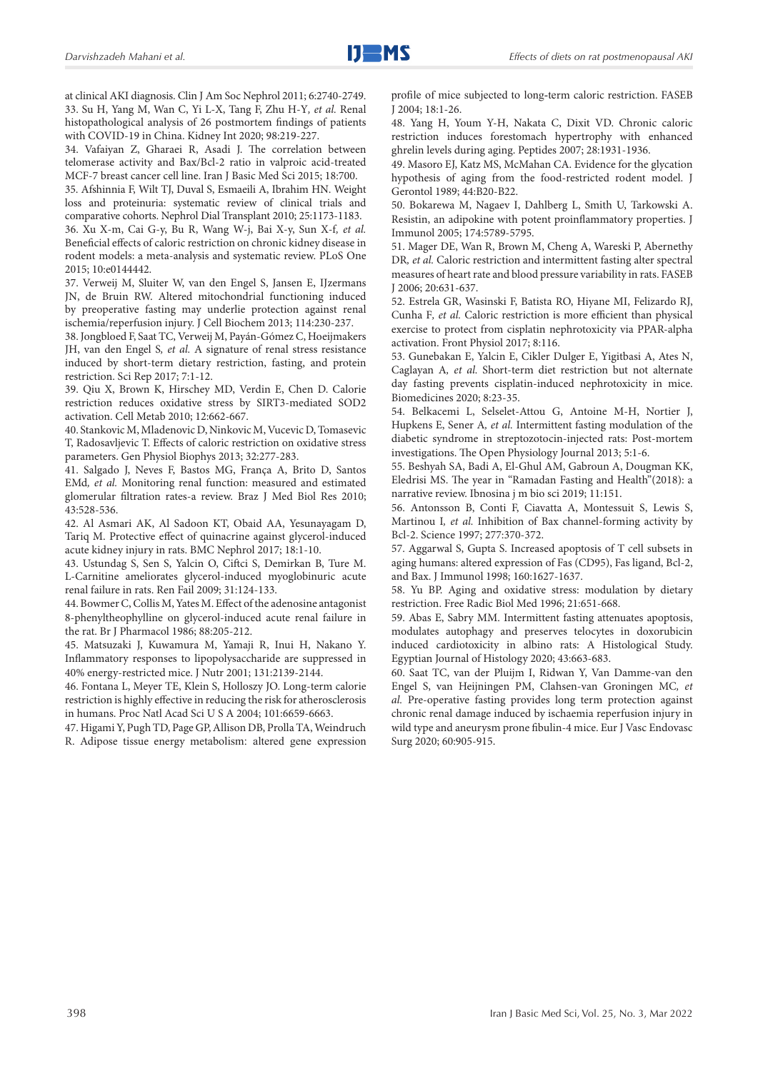at clinical AKI diagnosis. Clin J Am Soc Nephrol 2011; 6:2740-2749.

33. Su H, Yang M, Wan C, Yi L-X, Tang F, Zhu H-Y, *et al.* Renal histopathological analysis of 26 postmortem findings of patients with COVID-19 in China. Kidney Int 2020; 98:219-227.

34. Vafaiyan Z, Gharaei R, Asadi J. The correlation between telomerase activity and Bax/Bcl-2 ratio in valproic acid-treated MCF-7 breast cancer cell line. Iran J Basic Med Sci 2015; 18:700.

35. Afshinnia F, Wilt TJ, Duval S, Esmaeili A, Ibrahim HN. Weight loss and proteinuria: systematic review of clinical trials and comparative cohorts. Nephrol Dial Transplant 2010; 25:1173-1183.

36. Xu X-m, Cai G-y, Bu R, Wang W-j, Bai X-y, Sun X-f, *et al.* Beneficial effects of caloric restriction on chronic kidney disease in rodent models: a meta-analysis and systematic review. PLoS One 2015; 10:e0144442.

37. Verweij M, Sluiter W, van den Engel S, Jansen E, IJzermans JN, de Bruin RW. Altered mitochondrial functioning induced by preoperative fasting may underlie protection against renal ischemia/reperfusion injury. J Cell Biochem 2013; 114:230-237.

38. Jongbloed F, Saat TC, Verweij M, Payán-Gómez C, Hoeijmakers JH, van den Engel S, *et al.* A signature of renal stress resistance induced by short-term dietary restriction, fasting, and protein restriction. Sci Rep 2017; 7:1-12.

39. Qiu X, Brown K, Hirschey MD, Verdin E, Chen D. Calorie restriction reduces oxidative stress by SIRT3-mediated SOD2 activation. Cell Metab 2010; 12:662-667.

40. Stankovic M, Mladenovic D, Ninkovic M, Vucevic D, Tomasevic T, Radosavljevic T. Effects of caloric restriction on oxidative stress parameters. Gen Physiol Biophys 2013; 32:277-283.

41. Salgado J, Neves F, Bastos MG, França A, Brito D, Santos EMd, *et al.* Monitoring renal function: measured and estimated glomerular filtration rates-a review. Braz J Med Biol Res 2010; 43:528-536.

42. Al Asmari AK, Al Sadoon KT, Obaid AA, Yesunayagam D, Tariq M. Protective effect of quinacrine against glycerol-induced acute kidney injury in rats. BMC Nephrol 2017; 18:1-10.

43. Ustundag S, Sen S, Yalcin O, Ciftci S, Demirkan B, Ture M. L-Carnitine ameliorates glycerol-induced myoglobinuric acute renal failure in rats. Ren Fail 2009; 31:124-133.

44. Bowmer C, Collis M, Yates M. Effect of the adenosine antagonist 8-phenyltheophylline on glycerol-induced acute renal failure in the rat. Br J Pharmacol 1986; 88:205-212.

45. Matsuzaki J, Kuwamura M, Yamaji R, Inui H, Nakano Y. Inflammatory responses to lipopolysaccharide are suppressed in 40% energy-restricted mice. J Nutr 2001; 131:2139-2144.

46. Fontana L, Meyer TE, Klein S, Holloszy JO. Long-term calorie restriction is highly effective in reducing the risk for atherosclerosis in humans. Proc Natl Acad Sci U S A 2004; 101:6659-6663.

47. Higami Y, Pugh TD, Page GP, Allison DB, Prolla TA, Weindruch R. Adipose tissue energy metabolism: altered gene expression profile of mice subjected to long-term caloric restriction. FASEB J 2004; 18:1-26.

48. Yang H, Youm Y-H, Nakata C, Dixit VD. Chronic caloric restriction induces forestomach hypertrophy with enhanced ghrelin levels during aging. Peptides 2007; 28:1931-1936.

49. Masoro EJ, Katz MS, McMahan CA. Evidence for the glycation hypothesis of aging from the food-restricted rodent model. J Gerontol 1989; 44:B20-B22.

50. Bokarewa M, Nagaev I, Dahlberg L, Smith U, Tarkowski A. Resistin, an adipokine with potent proinflammatory properties. J Immunol 2005; 174:5789-5795.

51. Mager DE, Wan R, Brown M, Cheng A, Wareski P, Abernethy DR, *et al.* Caloric restriction and intermittent fasting alter spectral measures of heart rate and blood pressure variability in rats. FASEB J 2006; 20:631-637.

52. Estrela GR, Wasinski F, Batista RO, Hiyane MI, Felizardo RJ, Cunha F, *et al.* Caloric restriction is more efficient than physical exercise to protect from cisplatin nephrotoxicity via PPAR-alpha activation. Front Physiol 2017; 8:116.

53. Gunebakan E, Yalcin E, Cikler Dulger E, Yigitbasi A, Ates N, Caglayan A, *et al.* Short-term diet restriction but not alternate day fasting prevents cisplatin-induced nephrotoxicity in mice. Biomedicines 2020; 8:23-35.

54. Belkacemi L, Selselet-Attou G, Antoine M-H, Nortier J, Hupkens E, Sener A, *et al.* Intermittent fasting modulation of the diabetic syndrome in streptozotocin-injected rats: Post-mortem investigations. The Open Physiology Journal 2013; 5:1-6.

55. Beshyah SA, Badi A, El-Ghul AM, Gabroun A, Dougman KK, Eledrisi MS. The year in "Ramadan Fasting and Health"(2018): a narrative review. Ibnosina j m bio sci 2019; 11:151.

56. Antonsson B, Conti F, Ciavatta A, Montessuit S, Lewis S, Martinou I, *et al.* Inhibition of Bax channel-forming activity by Bcl-2. Science 1997; 277:370-372.

57. Aggarwal S, Gupta S. Increased apoptosis of T cell subsets in aging humans: altered expression of Fas (CD95), Fas ligand, Bcl-2, and Bax. J Immunol 1998; 160:1627-1637.

58. Yu BP. Aging and oxidative stress: modulation by dietary restriction. Free Radic Biol Med 1996; 21:651-668.

59. Abas E, Sabry MM. Intermittent fasting attenuates apoptosis, modulates autophagy and preserves telocytes in doxorubicin induced cardiotoxicity in albino rats: A Histological Study. Egyptian Journal of Histology 2020; 43:663-683.

60. Saat TC, van der Pluijm I, Ridwan Y, Van Damme-van den Engel S, van Heijningen PM, Clahsen-van Groningen MC, *et al.* Pre-operative fasting provides long term protection against chronic renal damage induced by ischaemia reperfusion injury in wild type and aneurysm prone fibulin-4 mice. Eur J Vasc Endovasc Surg 2020; 60:905-915.